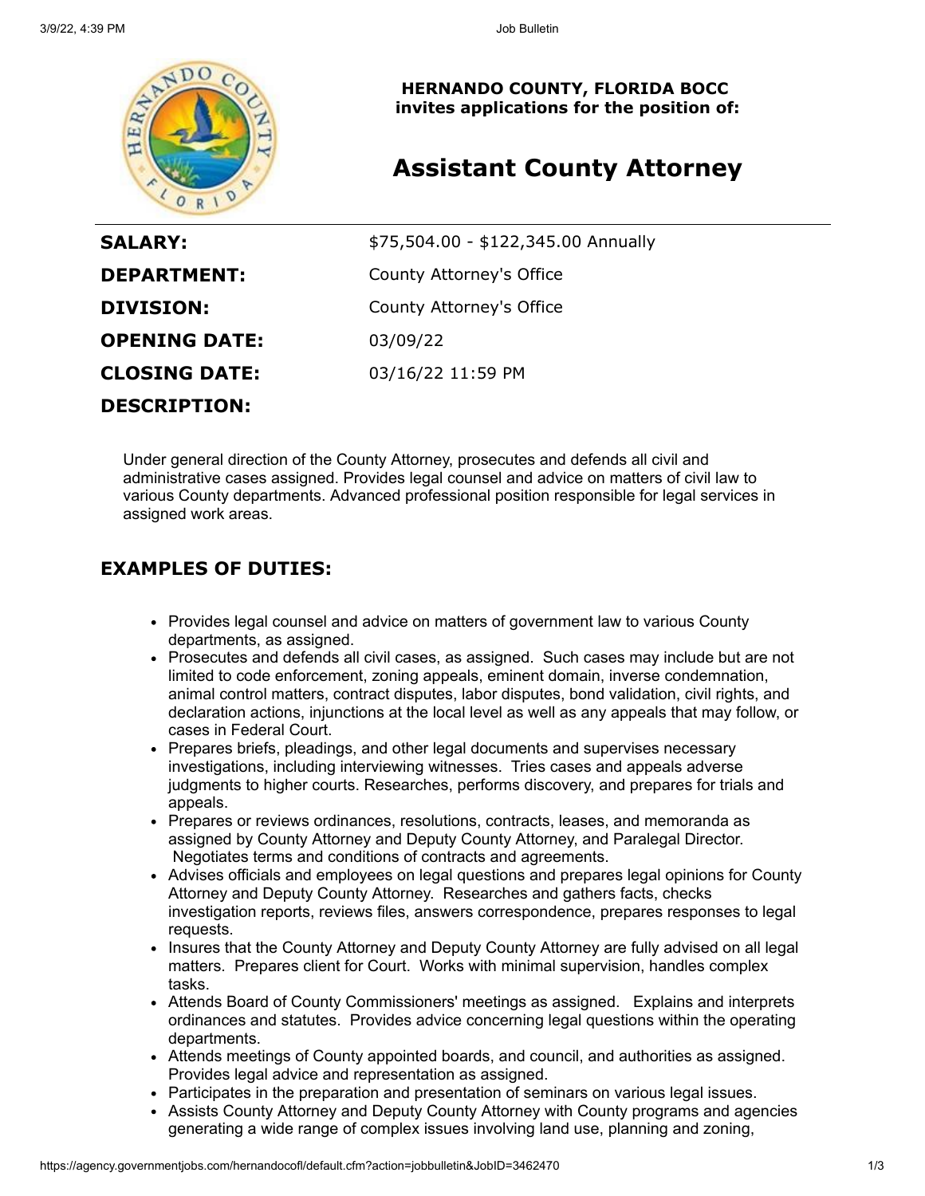**HERNANDO COUNTY, FLORIDA BOCC**
**invites applications for the position of:**

# Assistant County Attorney

| | |
|---|---|
| **SALARY:** | $75,504.00 - $122,345.00 Annually |
| **DEPARTMENT:** | County Attorney's Office |
| **DIVISION:** | County Attorney's Office |
| **OPENING DATE:** | 03/09/22 |
| **CLOSING DATE:** | 03/16/22 11:59 PM |

## DESCRIPTION:

Under general direction of the County Attorney, prosecutes and defends all civil and administrative cases assigned. Provides legal counsel and advice on matters of civil law to various County departments. Advanced professional position responsible for legal services in assigned work areas.

## EXAMPLES OF DUTIES:

- Provides legal counsel and advice on matters of government law to various County departments, as assigned.
- Prosecutes and defends all civil cases, as assigned. Such cases may include but are not limited to code enforcement, zoning appeals, eminent domain, inverse condemnation, animal control matters, contract disputes, labor disputes, bond validation, civil rights, and declaration actions, injunctions at the local level as well as any appeals that may follow, or cases in Federal Court.
- Prepares briefs, pleadings, and other legal documents and supervises necessary investigations, including interviewing witnesses. Tries cases and appeals adverse judgments to higher courts. Researches, performs discovery, and prepares for trials and appeals.
- Prepares or reviews ordinances, resolutions, contracts, leases, and memoranda as assigned by County Attorney and Deputy County Attorney, and Paralegal Director. Negotiates terms and conditions of contracts and agreements.
- Advises officials and employees on legal questions and prepares legal opinions for County Attorney and Deputy County Attorney. Researches and gathers facts, checks investigation reports, reviews files, answers correspondence, prepares responses to legal requests.
- Insures that the County Attorney and Deputy County Attorney are fully advised on all legal matters. Prepares client for Court. Works with minimal supervision, handles complex tasks.
- Attends Board of County Commissioners' meetings as assigned. Explains and interprets ordinances and statutes. Provides advice concerning legal questions within the operating departments.
- Attends meetings of County appointed boards, and council, and authorities as assigned. Provides legal advice and representation as assigned.
- Participates in the preparation and presentation of seminars on various legal issues.
- Assists County Attorney and Deputy County Attorney with County programs and agencies generating a wide range of complex issues involving land use, planning and zoning,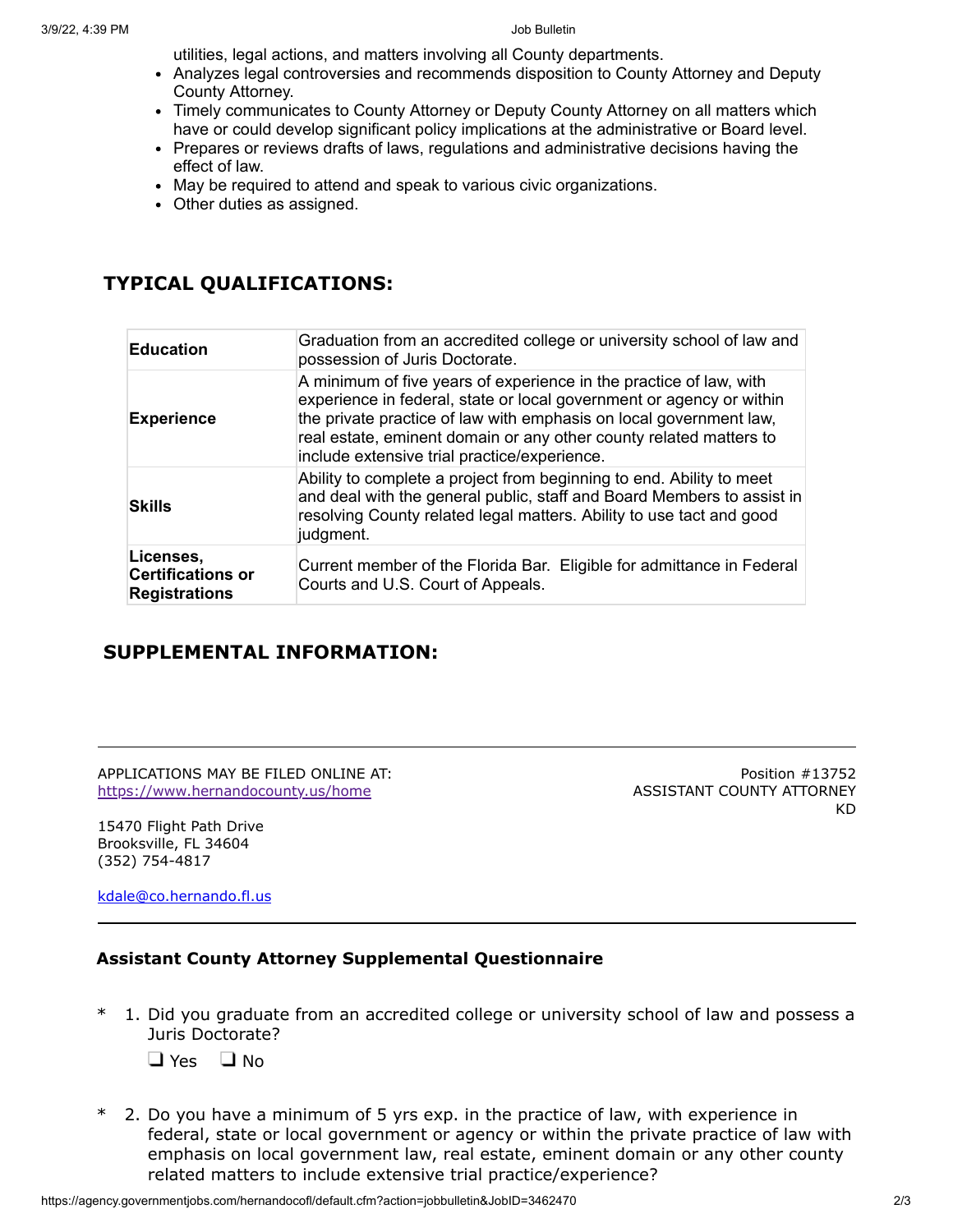utilities, legal actions, and matters involving all County departments.

- Analyzes legal controversies and recommends disposition to County Attorney and Deputy County Attorney.
- Timely communicates to County Attorney or Deputy County Attorney on all matters which have or could develop significant policy implications at the administrative or Board level.
- Prepares or reviews drafts of laws, regulations and administrative decisions having the effect of law.
- May be required to attend and speak to various civic organizations.
- Other duties as assigned.

## TYPICAL QUALIFICATIONS:

| | |
|---|---|
| **Education** | Graduation from an accredited college or university school of law and possession of Juris Doctorate. |
| **Experience** | A minimum of five years of experience in the practice of law, with experience in federal, state or local government or agency or within the private practice of law with emphasis on local government law, real estate, eminent domain or any other county related matters to include extensive trial practice/experience. |
| **Skills** | Ability to complete a project from beginning to end. Ability to meet and deal with the general public, staff and Board Members to assist in resolving County related legal matters. Ability to use tact and good judgment. |
| **Licenses, Certifications or Registrations** | Current member of the Florida Bar. Eligible for admittance in Federal Courts and U.S. Court of Appeals. |

## SUPPLEMENTAL INFORMATION:

---

APPLICATIONS MAY BE FILED ONLINE AT:
https://www.hernandocounty.us/home

15470 Flight Path Drive
Brooksville, FL 34604
(352) 754-4817

kdale@co.hernando.fl.us

Position #13752
ASSISTANT COUNTY ATTORNEY
KD

---

### Assistant County Attorney Supplemental Questionnaire

\* 1. Did you graduate from an accredited college or university school of law and possess a Juris Doctorate?

❑ Yes ❑ No

\* 2. Do you have a minimum of 5 yrs exp. in the practice of law, with experience in federal, state or local government or agency or within the private practice of law with emphasis on local government law, real estate, eminent domain or any other county related matters to include extensive trial practice/experience?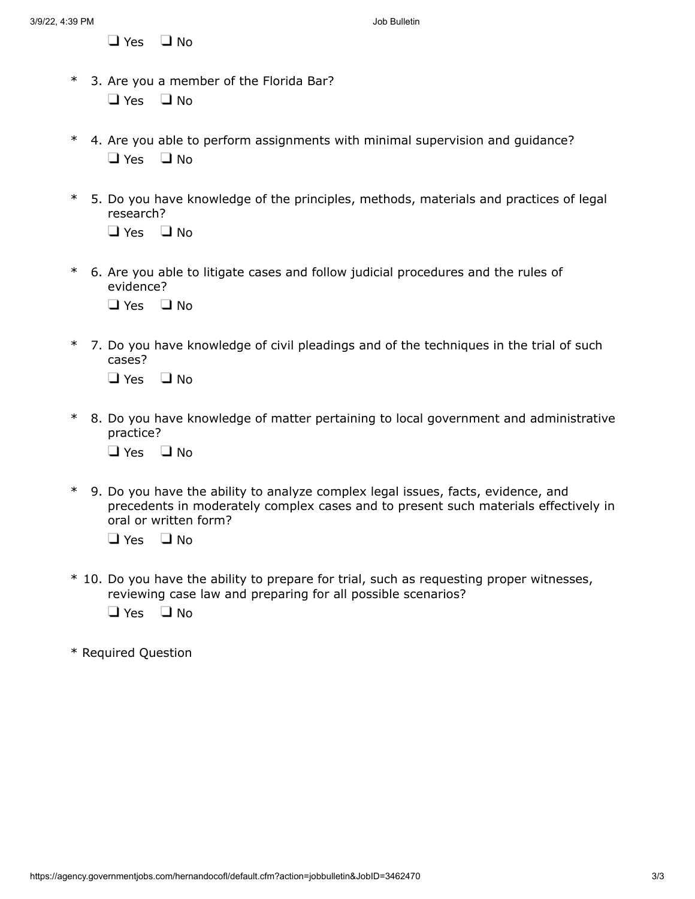❑ Yes ❑ No

\* 3. Are you a member of the Florida Bar?

❑ Yes ❑ No

\* 4. Are you able to perform assignments with minimal supervision and guidance?

❑ Yes ❑ No

\* 5. Do you have knowledge of the principles, methods, materials and practices of legal research?

❑ Yes ❑ No

\* 6. Are you able to litigate cases and follow judicial procedures and the rules of evidence?

❑ Yes ❑ No

\* 7. Do you have knowledge of civil pleadings and of the techniques in the trial of such cases?

❑ Yes ❑ No

\* 8. Do you have knowledge of matter pertaining to local government and administrative practice?

❑ Yes ❑ No

\* 9. Do you have the ability to analyze complex legal issues, facts, evidence, and precedents in moderately complex cases and to present such materials effectively in oral or written form?

❑ Yes ❑ No

\* 10. Do you have the ability to prepare for trial, such as requesting proper witnesses, reviewing case law and preparing for all possible scenarios?

❑ Yes ❑ No

\* Required Question